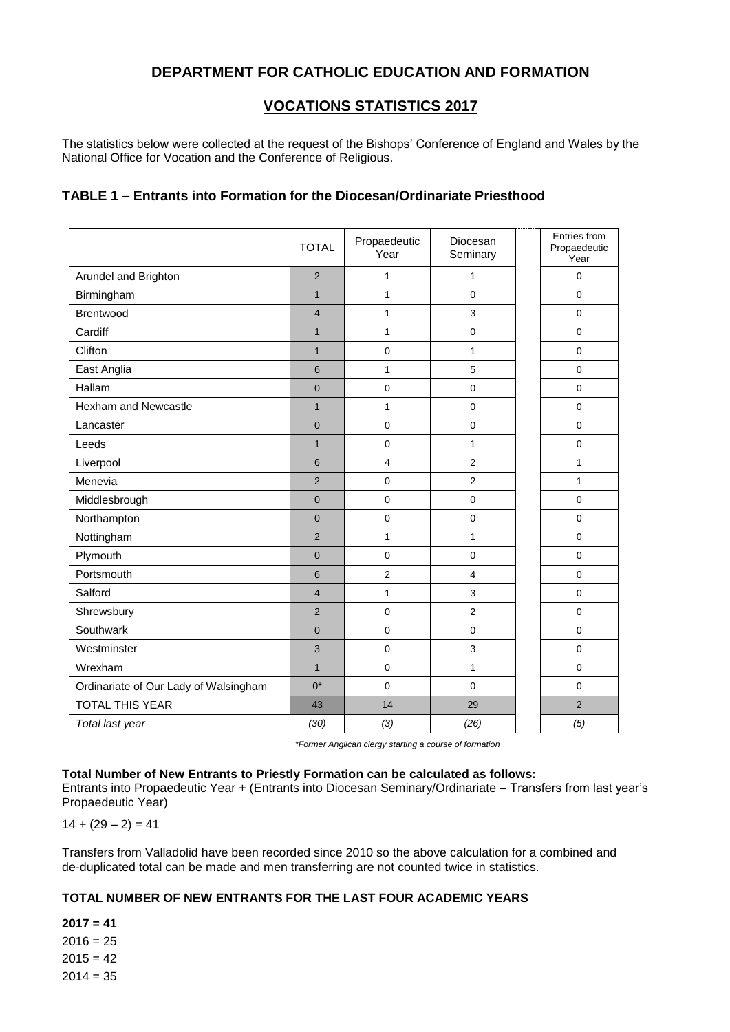# DEPARTMENT FOR CATHOLIC EDUCATION AND FORMATION

## VOCATIONS STATISTICS 2017

The statistics below were collected at the request of the Bishops' Conference of England and Wales by the National Office for Vocation and the Conference of Religious.

### TABLE 1 – Entrants into Formation for the Diocesan/Ordinariate Priesthood

| | TOTAL | Propaedeutic Year | Diocesan Seminary | Entries from Propaedeutic Year |
|---|---|---|---|---|
| Arundel and Brighton | 2 | 1 | 1 | 0 |
| Birmingham | 1 | 1 | 0 | 0 |
| Brentwood | 4 | 1 | 3 | 0 |
| Cardiff | 1 | 1 | 0 | 0 |
| Clifton | 1 | 0 | 1 | 0 |
| East Anglia | 6 | 1 | 5 | 0 |
| Hallam | 0 | 0 | 0 | 0 |
| Hexham and Newcastle | 1 | 1 | 0 | 0 |
| Lancaster | 0 | 0 | 0 | 0 |
| Leeds | 1 | 0 | 1 | 0 |
| Liverpool | 6 | 4 | 2 | 1 |
| Menevia | 2 | 0 | 2 | 1 |
| Middlesbrough | 0 | 0 | 0 | 0 |
| Northampton | 0 | 0 | 0 | 0 |
| Nottingham | 2 | 1 | 1 | 0 |
| Plymouth | 0 | 0 | 0 | 0 |
| Portsmouth | 6 | 2 | 4 | 0 |
| Salford | 4 | 1 | 3 | 0 |
| Shrewsbury | 2 | 0 | 2 | 0 |
| Southwark | 0 | 0 | 0 | 0 |
| Westminster | 3 | 0 | 3 | 0 |
| Wrexham | 1 | 0 | 1 | 0 |
| Ordinariate of Our Lady of Walsingham | 0* | 0 | 0 | 0 |
| TOTAL THIS YEAR | 43 | 14 | 29 | 2 |
| *Total last year* | *(30)* | *(3)* | *(26)* | *(5)* |

*\*Former Anglican clergy starting a course of formation*

**Total Number of New Entrants to Priestly Formation can be calculated as follows:**
Entrants into Propaedeutic Year + (Entrants into Diocesan Seminary/Ordinariate – Transfers from last year's Propaedeutic Year)

14 + (29 – 2) = 41

Transfers from Valladolid have been recorded since 2010 so the above calculation for a combined and de-duplicated total can be made and men transferring are not counted twice in statistics.

**TOTAL NUMBER OF NEW ENTRANTS FOR THE LAST FOUR ACADEMIC YEARS**

**2017 = 41**
2016 = 25
2015 = 42
2014 = 35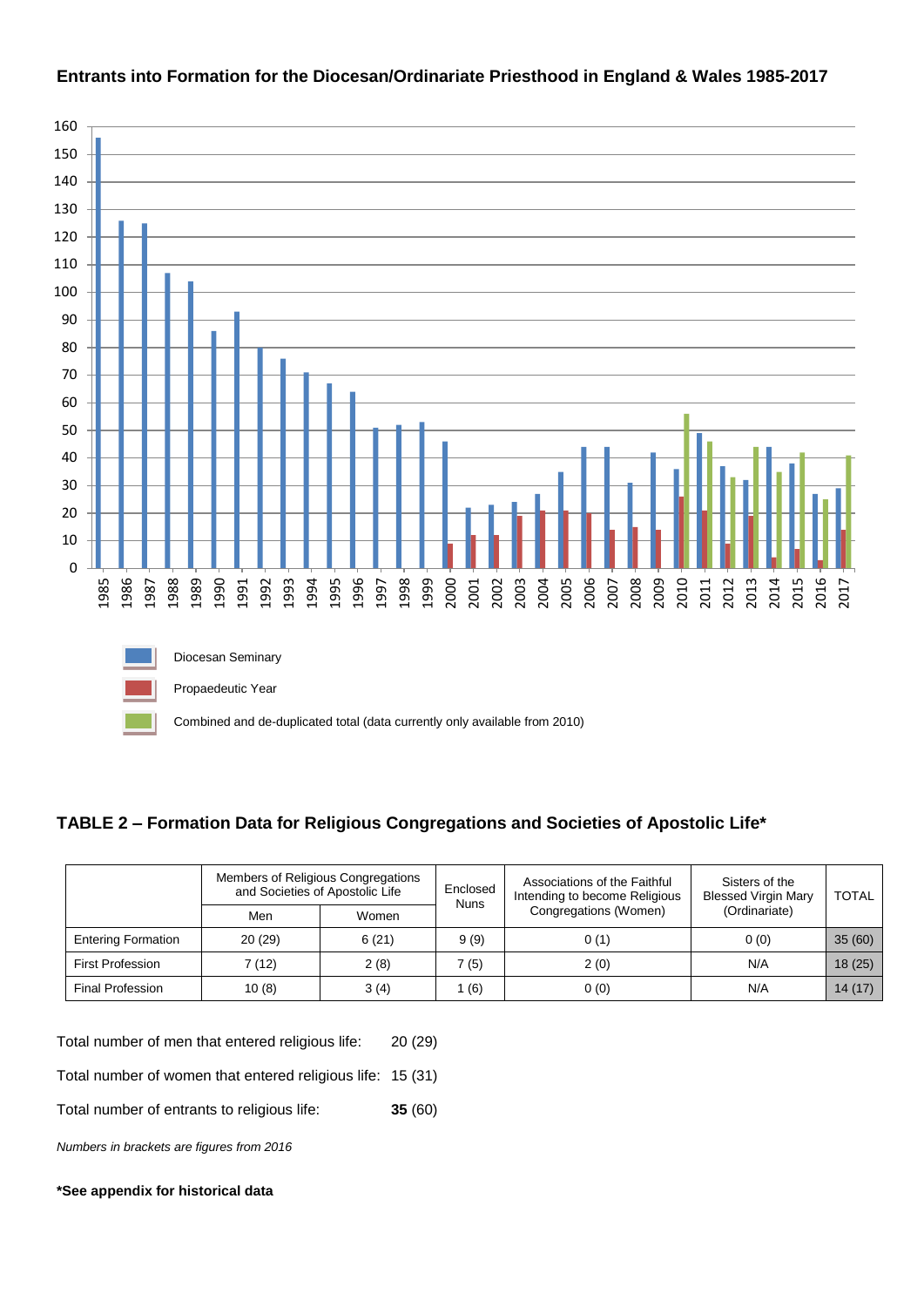**Entrants into Formation for the Diocesan/Ordinariate Priesthood in England & Wales 1985-2017**

Diocesan Seminary

Propaedeutic Year

Combined and de-duplicated total (data currently only available from 2010)

## TABLE 2 – Formation Data for Religious Congregations and Societies of Apostolic Life*

| | Members of Religious Congregations and Societies of Apostolic Life | | Enclosed Nuns | Associations of the Faithful Intending to become Religious Congregations (Women) | Sisters of the Blessed Virgin Mary (Ordinariate) | TOTAL |
|---|---|---|---|---|---|---|
| | Men | Women | | | | |
| Entering Formation | 20 (29) | 6 (21) | 9 (9) | 0 (1) | 0 (0) | 35 (60) |
| First Profession | 7 (12) | 2 (8) | 7 (5) | 2 (0) | N/A | 18 (25) |
| Final Profession | 10 (8) | 3 (4) | 1 (6) | 0 (0) | N/A | 14 (17) |

Total number of men that entered religious life: 20 (29)

Total number of women that entered religious life: 15 (31)

Total number of entrants to religious life: **35** (60)

*Numbers in brackets are figures from 2016*

**\*See appendix for historical data**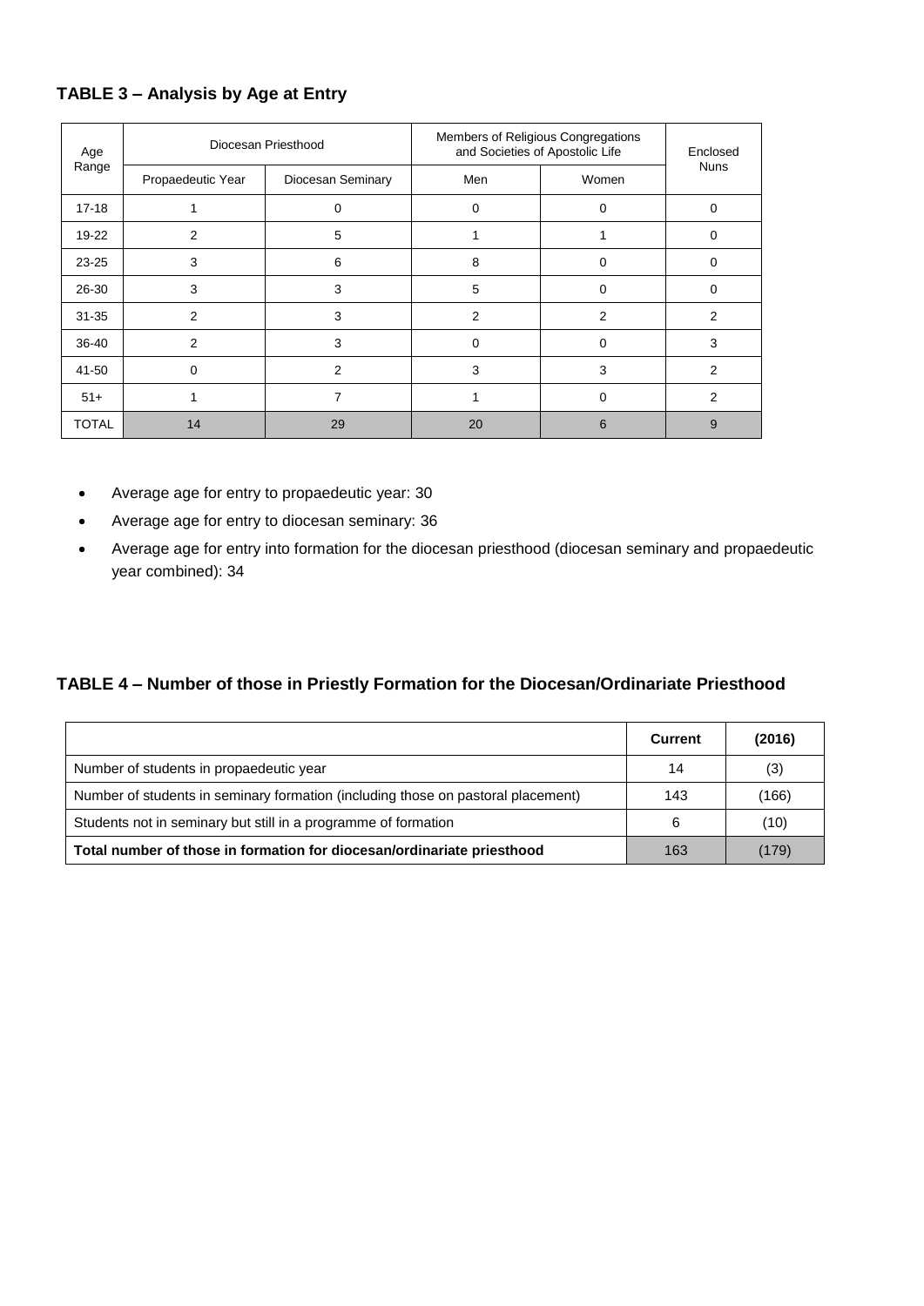### TABLE 3 – Analysis by Age at Entry

| Age Range | Diocesan Priesthood | | Members of Religious Congregations and Societies of Apostolic Life | | Enclosed Nuns |
|---|---|---|---|---|---|
| | Propaedeutic Year | Diocesan Seminary | Men | Women | |
| 17-18 | 1 | 0 | 0 | 0 | 0 |
| 19-22 | 2 | 5 | 1 | 1 | 0 |
| 23-25 | 3 | 6 | 8 | 0 | 0 |
| 26-30 | 3 | 3 | 5 | 0 | 0 |
| 31-35 | 2 | 3 | 2 | 2 | 2 |
| 36-40 | 2 | 3 | 0 | 0 | 3 |
| 41-50 | 0 | 2 | 3 | 3 | 2 |
| 51+ | 1 | 7 | 1 | 0 | 2 |
| TOTAL | 14 | 29 | 20 | 6 | 9 |

- Average age for entry to propaedeutic year: 30
- Average age for entry to diocesan seminary: 36
- Average age for entry into formation for the diocesan priesthood (diocesan seminary and propaedeutic year combined): 34

### TABLE 4 – Number of those in Priestly Formation for the Diocesan/Ordinariate Priesthood

| | Current | (2016) |
|---|---|---|
| Number of students in propaedeutic year | 14 | (3) |
| Number of students in seminary formation (including those on pastoral placement) | 143 | (166) |
| Students not in seminary but still in a programme of formation | 6 | (10) |
| **Total number of those in formation for diocesan/ordinariate priesthood** | 163 | (179) |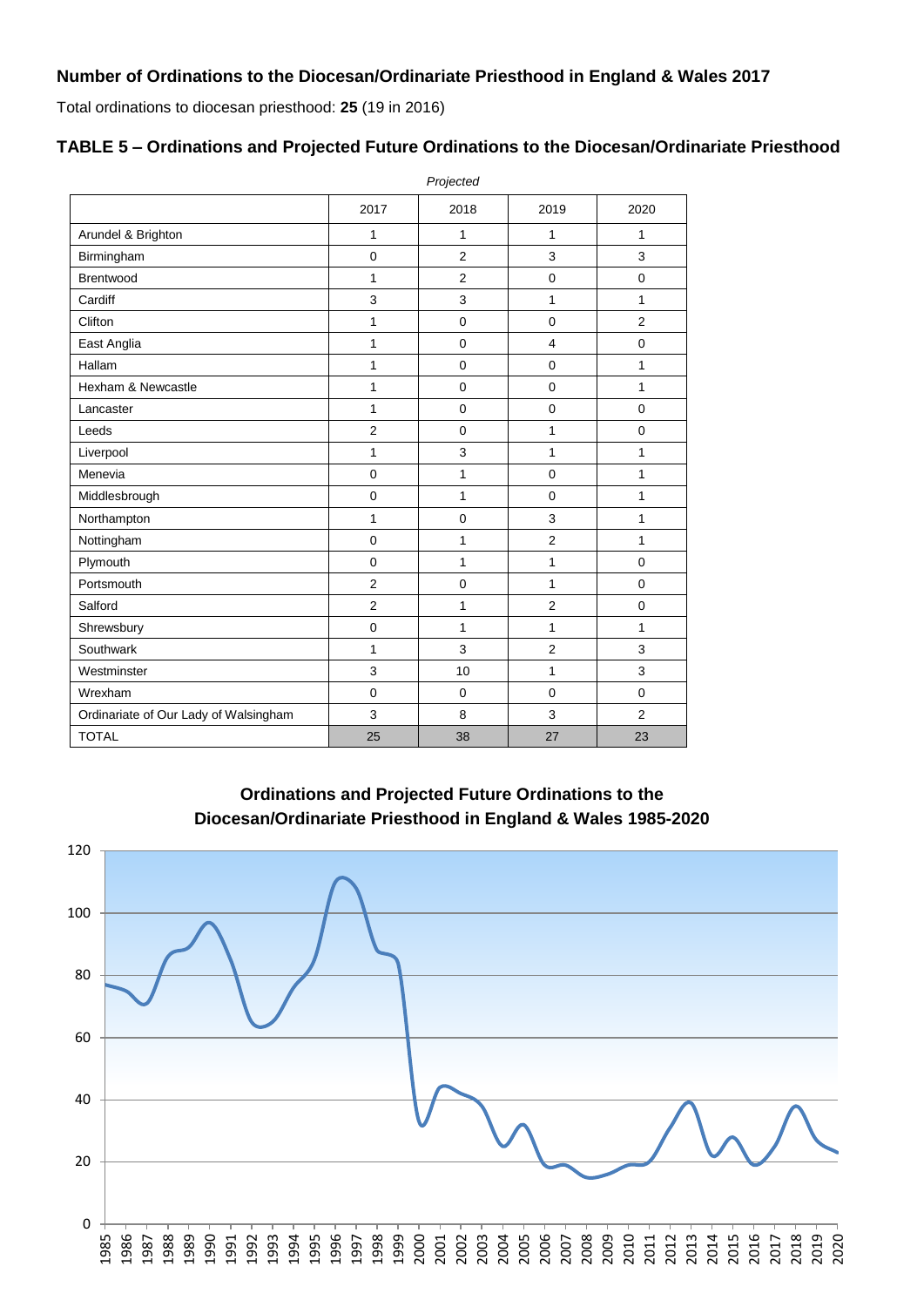### Number of Ordinations to the Diocesan/Ordinariate Priesthood in England & Wales 2017

Total ordinations to diocesan priesthood: **25** (19 in 2016)

### TABLE 5 – Ordinations and Projected Future Ordinations to the Diocesan/Ordinariate Priesthood

| | 2017 | *Projected* 2018 | 2019 | 2020 |
|---|---|---|---|---|
| Arundel & Brighton | 1 | 1 | 1 | 1 |
| Birmingham | 0 | 2 | 3 | 3 |
| Brentwood | 1 | 2 | 0 | 0 |
| Cardiff | 3 | 3 | 1 | 1 |
| Clifton | 1 | 0 | 0 | 2 |
| East Anglia | 1 | 0 | 4 | 0 |
| Hallam | 1 | 0 | 0 | 1 |
| Hexham & Newcastle | 1 | 0 | 0 | 1 |
| Lancaster | 1 | 0 | 0 | 0 |
| Leeds | 2 | 0 | 1 | 0 |
| Liverpool | 1 | 3 | 1 | 1 |
| Menevia | 0 | 1 | 0 | 1 |
| Middlesbrough | 0 | 1 | 0 | 1 |
| Northampton | 1 | 0 | 3 | 1 |
| Nottingham | 0 | 1 | 2 | 1 |
| Plymouth | 0 | 1 | 1 | 0 |
| Portsmouth | 2 | 0 | 1 | 0 |
| Salford | 2 | 1 | 2 | 0 |
| Shrewsbury | 0 | 1 | 1 | 1 |
| Southwark | 1 | 3 | 2 | 3 |
| Westminster | 3 | 10 | 1 | 3 |
| Wrexham | 0 | 0 | 0 | 0 |
| Ordinariate of Our Lady of Walsingham | 3 | 8 | 3 | 2 |
| TOTAL | 25 | 38 | 27 | 23 |

**Ordinations and Projected Future Ordinations to the Diocesan/Ordinariate Priesthood in England & Wales 1985-2020**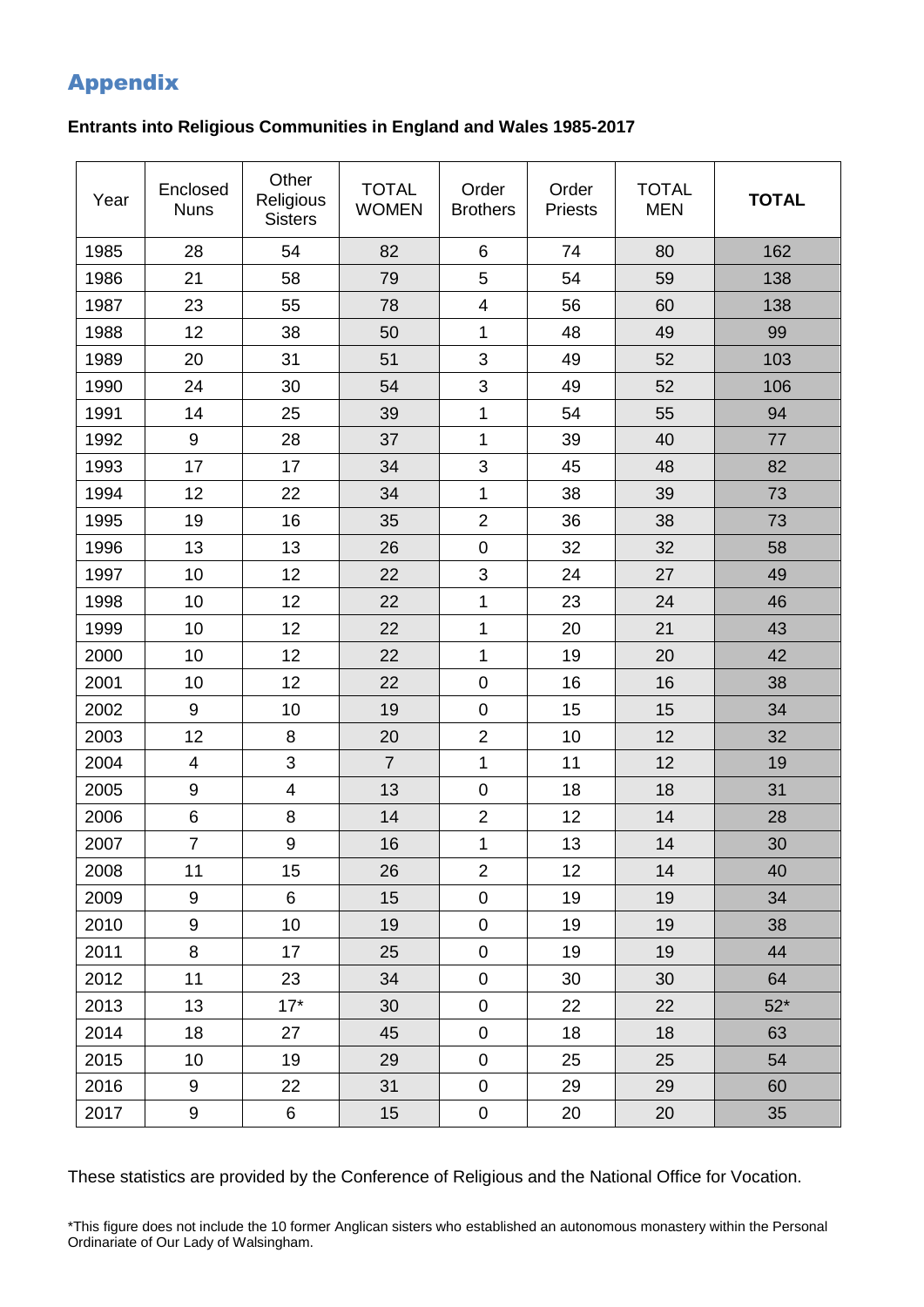## Appendix

**Entrants into Religious Communities in England and Wales 1985-2017**

| Year | Enclosed Nuns | Other Religious Sisters | TOTAL WOMEN | Order Brothers | Order Priests | TOTAL MEN | **TOTAL** |
|---|---|---|---|---|---|---|---|
| 1985 | 28 | 54 | 82 | 6 | 74 | 80 | 162 |
| 1986 | 21 | 58 | 79 | 5 | 54 | 59 | 138 |
| 1987 | 23 | 55 | 78 | 4 | 56 | 60 | 138 |
| 1988 | 12 | 38 | 50 | 1 | 48 | 49 | 99 |
| 1989 | 20 | 31 | 51 | 3 | 49 | 52 | 103 |
| 1990 | 24 | 30 | 54 | 3 | 49 | 52 | 106 |
| 1991 | 14 | 25 | 39 | 1 | 54 | 55 | 94 |
| 1992 | 9 | 28 | 37 | 1 | 39 | 40 | 77 |
| 1993 | 17 | 17 | 34 | 3 | 45 | 48 | 82 |
| 1994 | 12 | 22 | 34 | 1 | 38 | 39 | 73 |
| 1995 | 19 | 16 | 35 | 2 | 36 | 38 | 73 |
| 1996 | 13 | 13 | 26 | 0 | 32 | 32 | 58 |
| 1997 | 10 | 12 | 22 | 3 | 24 | 27 | 49 |
| 1998 | 10 | 12 | 22 | 1 | 23 | 24 | 46 |
| 1999 | 10 | 12 | 22 | 1 | 20 | 21 | 43 |
| 2000 | 10 | 12 | 22 | 1 | 19 | 20 | 42 |
| 2001 | 10 | 12 | 22 | 0 | 16 | 16 | 38 |
| 2002 | 9 | 10 | 19 | 0 | 15 | 15 | 34 |
| 2003 | 12 | 8 | 20 | 2 | 10 | 12 | 32 |
| 2004 | 4 | 3 | 7 | 1 | 11 | 12 | 19 |
| 2005 | 9 | 4 | 13 | 0 | 18 | 18 | 31 |
| 2006 | 6 | 8 | 14 | 2 | 12 | 14 | 28 |
| 2007 | 7 | 9 | 16 | 1 | 13 | 14 | 30 |
| 2008 | 11 | 15 | 26 | 2 | 12 | 14 | 40 |
| 2009 | 9 | 6 | 15 | 0 | 19 | 19 | 34 |
| 2010 | 9 | 10 | 19 | 0 | 19 | 19 | 38 |
| 2011 | 8 | 17 | 25 | 0 | 19 | 19 | 44 |
| 2012 | 11 | 23 | 34 | 0 | 30 | 30 | 64 |
| 2013 | 13 | 17* | 30 | 0 | 22 | 22 | 52* |
| 2014 | 18 | 27 | 45 | 0 | 18 | 18 | 63 |
| 2015 | 10 | 19 | 29 | 0 | 25 | 25 | 54 |
| 2016 | 9 | 22 | 31 | 0 | 29 | 29 | 60 |
| 2017 | 9 | 6 | 15 | 0 | 20 | 20 | 35 |

These statistics are provided by the Conference of Religious and the National Office for Vocation.

*This figure does not include the 10 former Anglican sisters who established an autonomous monastery within the Personal Ordinariate of Our Lady of Walsingham.